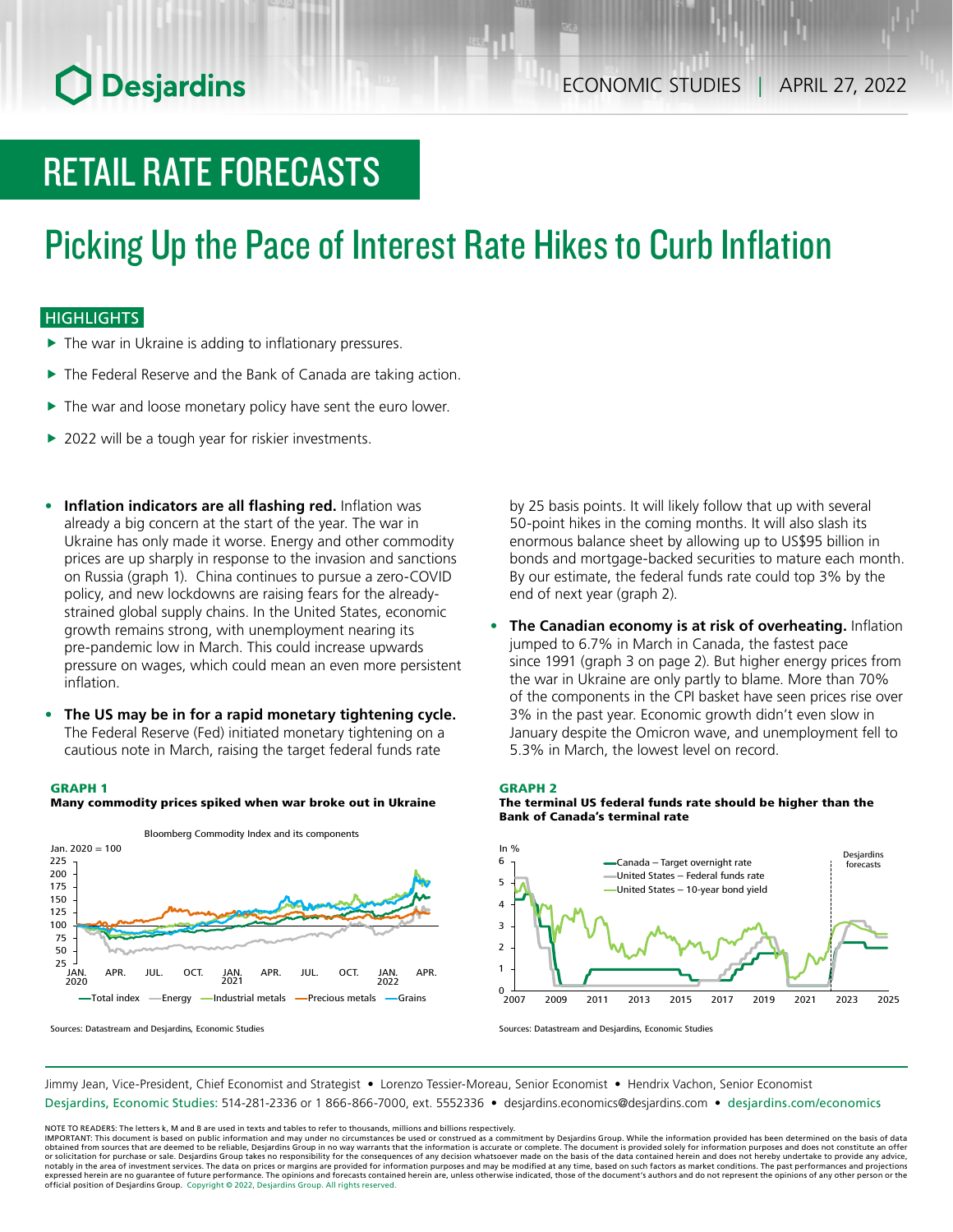ECONOMIC STUDIES | APRIL 27, 2022

# RETAIL RATE FORECASTS

## Picking Up the Pace of Interest Rate Hikes to Curb Inflation

### HIGHLIGHTS

- The war in Ukraine is adding to inflationary pressures.
- The Federal Reserve and the Bank of Canada are taking action.
- The war and loose monetary policy have sent the euro lower.
- 2022 will be a tough year for riskier investments.

- **Inflation indicators are all flashing red.** Inflation was already a big concern at the start of the year. The war in Ukraine has only made it worse. Energy and other commodity prices are up sharply in response to the invasion and sanctions on Russia (graph 1). China continues to pursue a zero-COVID policy, and new lockdowns are raising fears for the already-strained global supply chains. In the United States, economic growth remains strong, with unemployment nearing its pre-pandemic low in March. This could increase upwards pressure on wages, which could mean an even more persistent inflation.

- **The US may be in for a rapid monetary tightening cycle.** The Federal Reserve (Fed) initiated monetary tightening on a cautious note in March, raising the target federal funds rate by 25 basis points. It will likely follow that up with several 50-point hikes in the coming months. It will also slash its enormous balance sheet by allowing up to US$95 billion in bonds and mortgage-backed securities to mature each month. By our estimate, the federal funds rate could top 3% by the end of next year (graph 2).

- **The Canadian economy is at risk of overheating.** Inflation jumped to 6.7% in March in Canada, the fastest pace since 1991 (graph 3 on page 2). But higher energy prices from the war in Ukraine are only partly to blame. More than 70% of the components in the CPI basket have seen prices rise over 3% in the past year. Economic growth didn't even slow in January despite the Omicron wave, and unemployment fell to 5.3% in March, the lowest level on record.

**GRAPH 1**
**Many commodity prices spiked when war broke out in Ukraine**

Bloomberg Commodity Index and its components (Jan. 2020 = 100) — Total index, Energy, Industrial metals, Precious metals, Grains

Sources: Datastream and Desjardins, Economic Studies

**GRAPH 2**
**The terminal US federal funds rate should be higher than the Bank of Canada's terminal rate**

In % — Canada – Target overnight rate; United States – Federal funds rate; United States – 10-year bond yield; Desjardins forecasts

Sources: Datastream and Desjardins, Economic Studies

Jimmy Jean, Vice-President, Chief Economist and Strategist • Lorenzo Tessier-Moreau, Senior Economist • Hendrix Vachon, Senior Economist
Desjardins, Economic Studies: 514-281-2336 or 1 866-866-7000, ext. 5552336 • desjardins.economics@desjardins.com • desjardins.com/economics

NOTE TO READERS: The letters k, M and B are used in texts and tables to refer to thousands, millions and billions respectively.
IMPORTANT: This document is based on public information and may under no circumstances be used or construed as a commitment by Desjardins Group. While the information provided has been determined on the basis of data obtained from sources that are deemed to be reliable, Desjardins Group in no way warrants that the information is accurate or complete. The document is provided solely for information purposes and does not constitute an offer or solicitation for purchase or sale. Desjardins Group takes no responsibility for the consequences of any decision whatsoever made on the basis of the data contained herein and does not hereby undertake to provide any advice, notably in the area of investment services. The data on prices or margins are provided for information purposes and may be modified at any time, based on such factors as market conditions. The past performances and projections expressed herein are no guarantee of future performance. The opinions and forecasts contained herein are, unless otherwise indicated, those of the document's authors and do not represent the opinions of any other person or the official position of Desjardins Group. Copyright © 2022, Desjardins Group. All rights reserved.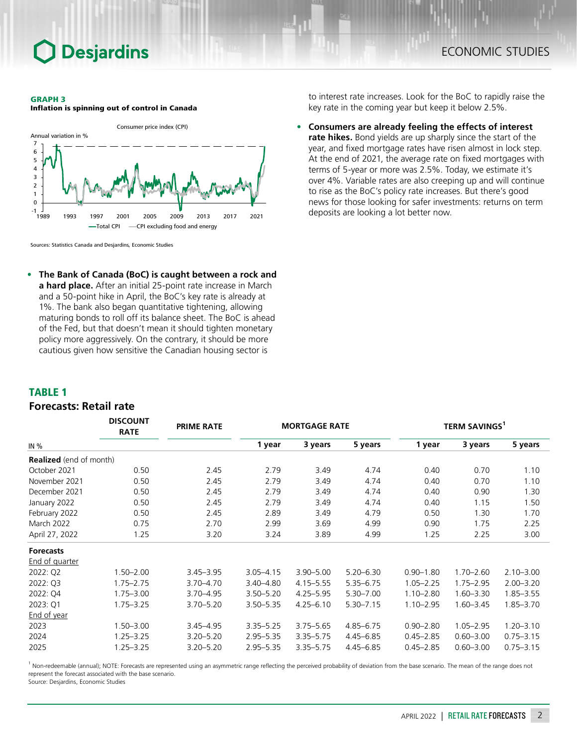**GRAPH 3**
**Inflation is spinning out of control in Canada**

Consumer price index (CPI)

Annual variation in %

—Total CPI —CPI excluding food and energy

Sources: Statistics Canada and Desjardins, Economic Studies

- **The Bank of Canada (BoC) is caught between a rock and a hard place.** After an initial 25-point rate increase in March and a 50-point hike in April, the BoC's key rate is already at 1%. The bank also began quantitative tightening, allowing maturing bonds to roll off its balance sheet. The BoC is ahead of the Fed, but that doesn't mean it should tighten monetary policy more aggressively. On the contrary, it should be more cautious given how sensitive the Canadian housing sector is to interest rate increases. Look for the BoC to rapidly raise the key rate in the coming year but keep it below 2.5%.
- **Consumers are already feeling the effects of interest rate hikes.** Bond yields are up sharply since the start of the year, and fixed mortgage rates have risen almost in lock step. At the end of 2021, the average rate on fixed mortgages with terms of 5-year or more was 2.5%. Today, we estimate it's over 4%. Variable rates are also creeping up and will continue to rise as the BoC's policy rate increases. But there's good news for those looking for safer investments: returns on term deposits are looking a lot better now.

## TABLE 1
### Forecasts: Retail rate

| IN % | DISCOUNT RATE | PRIME RATE | MORTGAGE RATE | | | TERM SAVINGS[1] | | |
|---|---|---|---|---|---|---|---|---|
| | | | 1 year | 3 years | 5 years | 1 year | 3 years | 5 years |
| **Realized** (end of month) | | | | | | | | |
| October 2021 | 0.50 | 2.45 | 2.79 | 3.49 | 4.74 | 0.40 | 0.70 | 1.10 |
| November 2021 | 0.50 | 2.45 | 2.79 | 3.49 | 4.74 | 0.40 | 0.70 | 1.10 |
| December 2021 | 0.50 | 2.45 | 2.79 | 3.49 | 4.74 | 0.40 | 0.90 | 1.30 |
| January 2022 | 0.50 | 2.45 | 2.79 | 3.49 | 4.74 | 0.40 | 1.15 | 1.50 |
| February 2022 | 0.50 | 2.45 | 2.89 | 3.49 | 4.79 | 0.50 | 1.30 | 1.70 |
| March 2022 | 0.75 | 2.70 | 2.99 | 3.69 | 4.99 | 0.90 | 1.75 | 2.25 |
| April 27, 2022 | 1.25 | 3.20 | 3.24 | 3.89 | 4.99 | 1.25 | 2.25 | 3.00 |
| **Forecasts** | | | | | | | | |
| End of quarter | | | | | | | | |
| 2022: Q2 | 1.50–2.00 | 3.45–3.95 | 3.05–4.15 | 3.90–5.00 | 5.20–6.30 | 0.90–1.80 | 1.70–2.60 | 2.10–3.00 |
| 2022: Q3 | 1.75–2.75 | 3.70–4.70 | 3.40–4.80 | 4.15–5.55 | 5.35–6.75 | 1.05–2.25 | 1.75–2.95 | 2.00–3.20 |
| 2022: Q4 | 1.75–3.00 | 3.70–4.95 | 3.50–5.20 | 4.25–5.95 | 5.30–7.00 | 1.10–2.80 | 1.60–3.30 | 1.85–3.55 |
| 2023: Q1 | 1.75–3.25 | 3.70–5.20 | 3.50–5.35 | 4.25–6.10 | 5.30–7.15 | 1.10–2.95 | 1.60–3.45 | 1.85–3.70 |
| End of year | | | | | | | | |
| 2023 | 1.50–3.00 | 3.45–4.95 | 3.35–5.25 | 3.75–5.65 | 4.85–6.75 | 0.90–2.80 | 1.05–2.95 | 1.20–3.10 |
| 2024 | 1.25–3.25 | 3.20–5.20 | 2.95–5.35 | 3.35–5.75 | 4.45–6.85 | 0.45–2.85 | 0.60–3.00 | 0.75–3.15 |
| 2025 | 1.25–3.25 | 3.20–5.20 | 2.95–5.35 | 3.35–5.75 | 4.45–6.85 | 0.45–2.85 | 0.60–3.00 | 0.75–3.15 |

[1] Non-redeemable (annual); NOTE: Forecasts are represented using an asymmetric range reflecting the perceived probability of deviation from the base scenario. The mean of the range does not represent the forecast associated with the base scenario.
Source: Desjardins, Economic Studies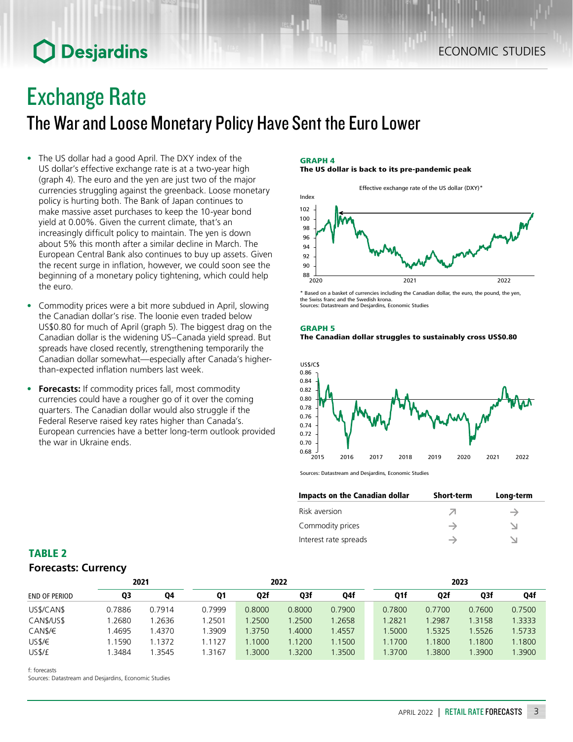# Exchange Rate

## The War and Loose Monetary Policy Have Sent the Euro Lower

- The US dollar had a good April. The DXY index of the US dollar's effective exchange rate is at a two-year high (graph 4). The euro and the yen are just two of the major currencies struggling against the greenback. Loose monetary policy is hurting both. The Bank of Japan continues to make massive asset purchases to keep the 10-year bond yield at 0.00%. Given the current climate, that's an increasingly difficult policy to maintain. The yen is down about 5% this month after a similar decline in March. The European Central Bank also continues to buy up assets. Given the recent surge in inflation, however, we could soon see the beginning of a monetary policy tightening, which could help the euro.
- Commodity prices were a bit more subdued in April, slowing the Canadian dollar's rise. The loonie even traded below US$0.80 for much of April (graph 5). The biggest drag on the Canadian dollar is the widening US–Canada yield spread. But spreads have closed recently, strengthening temporarily the Canadian dollar somewhat—especially after Canada's higher-than-expected inflation numbers last week.
- **Forecasts:** If commodity prices fall, most commodity currencies could have a rougher go of it over the coming quarters. The Canadian dollar would also struggle if the Federal Reserve raised key rates higher than Canada's. European currencies have a better long-term outlook provided the war in Ukraine ends.

**GRAPH 4**
**The US dollar is back to its pre-pandemic peak**

Effective exchange rate of the US dollar (DXY)*

\* Based on a basket of currencies including the Canadian dollar, the euro, the pound, the yen, the Swiss franc and the Swedish krona.
Sources: Datastream and Desjardins, Economic Studies

**GRAPH 5**
**The Canadian dollar struggles to sustainably cross US$0.80**

Sources: Datastream and Desjardins, Economic Studies

| Impacts on the Canadian dollar | Short-term | Long-term |
|---|---|---|
| Risk aversion | ↗ | → |
| Commodity prices | → | ↘ |
| Interest rate spreads | → | ↘ |

**TABLE 2**
**Forecasts: Currency**

| | 2021 | | 2022 | | | | 2023 | | | |
|---|---|---|---|---|---|---|---|---|---|---|
| END OF PERIOD | Q3 | Q4 | Q1 | Q2f | Q3f | Q4f | Q1f | Q2f | Q3f | Q4f |
| US$/CAN$ | 0.7886 | 0.7914 | 0.7999 | 0.8000 | 0.8000 | 0.7900 | 0.7800 | 0.7700 | 0.7600 | 0.7500 |
| CAN$/US$ | 1.2680 | 1.2636 | 1.2501 | 1.2500 | 1.2500 | 1.2658 | 1.2821 | 1.2987 | 1.3158 | 1.3333 |
| CAN$/€ | 1.4695 | 1.4370 | 1.3909 | 1.3750 | 1.4000 | 1.4557 | 1.5000 | 1.5325 | 1.5526 | 1.5733 |
| US$/€ | 1.1590 | 1.1372 | 1.1127 | 1.1000 | 1.1200 | 1.1500 | 1.1700 | 1.1800 | 1.1800 | 1.1800 |
| US$/£ | 1.3484 | 1.3545 | 1.3167 | 1.3000 | 1.3200 | 1.3500 | 1.3700 | 1.3800 | 1.3900 | 1.3900 |

f: forecasts
Sources: Datastream and Desjardins, Economic Studies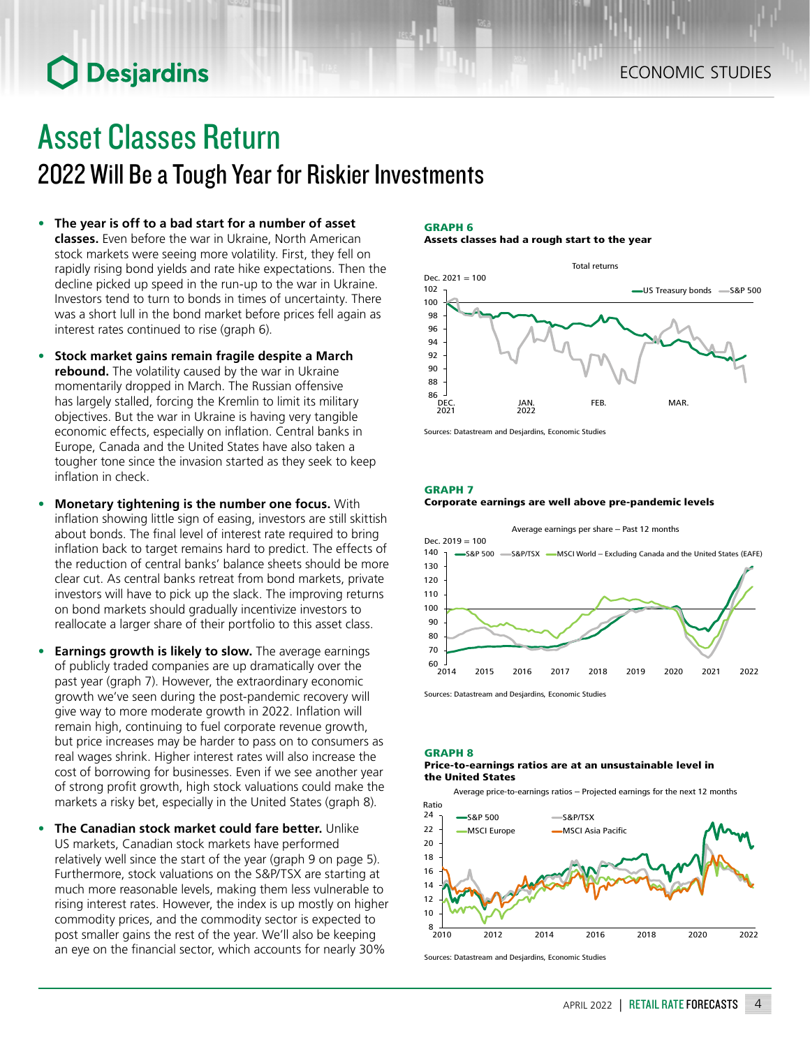# Asset Classes Return

## 2022 Will Be a Tough Year for Riskier Investments

- **The year is off to a bad start for a number of asset classes.** Even before the war in Ukraine, North American stock markets were seeing more volatility. First, they fell on rapidly rising bond yields and rate hike expectations. Then the decline picked up speed in the run-up to the war in Ukraine. Investors tend to turn to bonds in times of uncertainty. There was a short lull in the bond market before prices fell again as interest rates continued to rise (graph 6).
- **Stock market gains remain fragile despite a March rebound.** The volatility caused by the war in Ukraine momentarily dropped in March. The Russian offensive has largely stalled, forcing the Kremlin to limit its military objectives. But the war in Ukraine is having very tangible economic effects, especially on inflation. Central banks in Europe, Canada and the United States have also taken a tougher tone since the invasion started as they seek to keep inflation in check.
- **Monetary tightening is the number one focus.** With inflation showing little sign of easing, investors are still skittish about bonds. The final level of interest rate required to bring inflation back to target remains hard to predict. The effects of the reduction of central banks' balance sheets should be more clear cut. As central banks retreat from bond markets, private investors will have to pick up the slack. The improving returns on bond markets should gradually incentivize investors to reallocate a larger share of their portfolio to this asset class.
- **Earnings growth is likely to slow.** The average earnings of publicly traded companies are up dramatically over the past year (graph 7). However, the extraordinary economic growth we've seen during the post-pandemic recovery will give way to more moderate growth in 2022. Inflation will remain high, continuing to fuel corporate revenue growth, but price increases may be harder to pass on to consumers as real wages shrink. Higher interest rates will also increase the cost of borrowing for businesses. Even if we see another year of strong profit growth, high stock valuations could make the markets a risky bet, especially in the United States (graph 8).
- **The Canadian stock market could fare better.** Unlike US markets, Canadian stock markets have performed relatively well since the start of the year (graph 9 on page 5). Furthermore, stock valuations on the S&P/TSX are starting at much more reasonable levels, making them less vulnerable to rising interest rates. However, the index is up mostly on higher commodity prices, and the commodity sector is expected to post smaller gains the rest of the year. We'll also be keeping an eye on the financial sector, which accounts for nearly 30%

**GRAPH 6**
**Assets classes had a rough start to the year**

Total returns — Dec. 2021 = 100 — US Treasury bonds, S&P 500

Sources: Datastream and Desjardins, Economic Studies

**GRAPH 7**
**Corporate earnings are well above pre-pandemic levels**

Average earnings per share – Past 12 months — Dec. 2019 = 100 — S&P 500, S&P/TSX, MSCI World – Excluding Canada and the United States (EAFE)

Sources: Datastream and Desjardins, Economic Studies

**GRAPH 8**
**Price-to-earnings ratios are at an unsustainable level in the United States**

Average price-to-earnings ratios – Projected earnings for the next 12 months — Ratio — S&P 500, S&P/TSX, MSCI Europe, MSCI Asia Pacific

Sources: Datastream and Desjardins, Economic Studies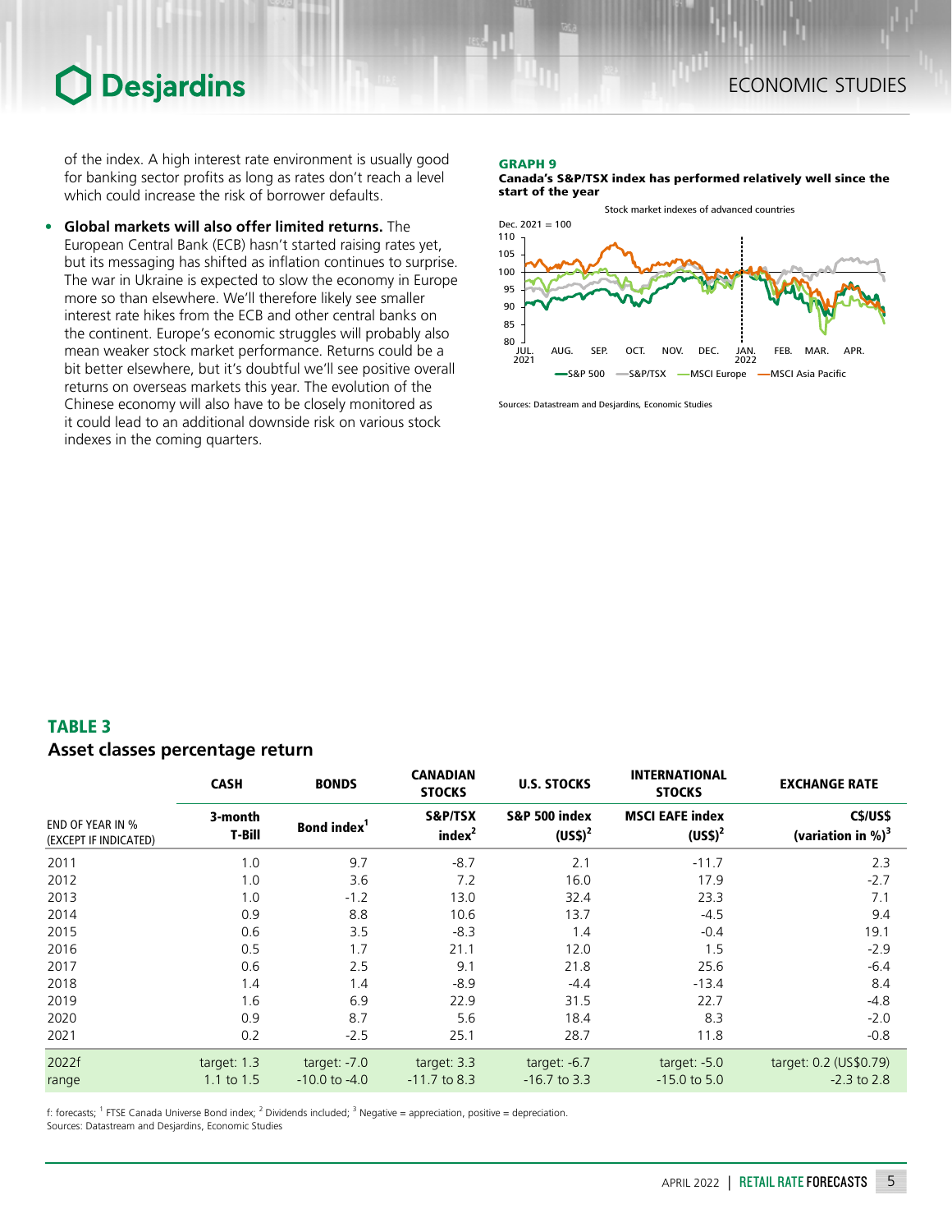of the index. A high interest rate environment is usually good for banking sector profits as long as rates don't reach a level which could increase the risk of borrower defaults.

- **Global markets will also offer limited returns.** The European Central Bank (ECB) hasn't started raising rates yet, but its messaging has shifted as inflation continues to surprise. The war in Ukraine is expected to slow the economy in Europe more so than elsewhere. We'll therefore likely see smaller interest rate hikes from the ECB and other central banks on the continent. Europe's economic struggles will probably also mean weaker stock market performance. Returns could be a bit better elsewhere, but it's doubtful we'll see positive overall returns on overseas markets this year. The evolution of the Chinese economy will also have to be closely monitored as it could lead to an additional downside risk on various stock indexes in the coming quarters.

**GRAPH 9**
**Canada's S&P/TSX index has performed relatively well since the start of the year**

Stock market indexes of advanced countries

Dec. 2021 = 100

110
105
100
95
90
85
80

JUL. 2021 AUG. SEP. OCT. NOV. DEC. JAN. 2022 FEB. MAR. APR.

S&P 500 S&P/TSX MSCI Europe MSCI Asia Pacific

Sources: Datastream and Desjardins, Economic Studies

## TABLE 3
### Asset classes percentage return

| | CASH | BONDS | CANADIAN STOCKS | U.S. STOCKS | INTERNATIONAL STOCKS | EXCHANGE RATE |
|---|---|---|---|---|---|---|
| END OF YEAR IN % (EXCEPT IF INDICATED) | 3-month T-Bill | Bond index[1] | S&P/TSX index[2] | S&P 500 index (US$)[2] | MSCI EAFE index (US$)[2] | C$/US$ (variation in %)[3] |
| 2011 | 1.0 | 9.7 | -8.7 | 2.1 | -11.7 | 2.3 |
| 2012 | 1.0 | 3.6 | 7.2 | 16.0 | 17.9 | -2.7 |
| 2013 | 1.0 | -1.2 | 13.0 | 32.4 | 23.3 | 7.1 |
| 2014 | 0.9 | 8.8 | 10.6 | 13.7 | -4.5 | 9.4 |
| 2015 | 0.6 | 3.5 | -8.3 | 1.4 | -0.4 | 19.1 |
| 2016 | 0.5 | 1.7 | 21.1 | 12.0 | 1.5 | -2.9 |
| 2017 | 0.6 | 2.5 | 9.1 | 21.8 | 25.6 | -6.4 |
| 2018 | 1.4 | 1.4 | -8.9 | -4.4 | -13.4 | 8.4 |
| 2019 | 1.6 | 6.9 | 22.9 | 31.5 | 22.7 | -4.8 |
| 2020 | 0.9 | 8.7 | 5.6 | 18.4 | 8.3 | -2.0 |
| 2021 | 0.2 | -2.5 | 25.1 | 28.7 | 11.8 | -0.8 |
| 2022f | target: 1.3 | target: -7.0 | target: 3.3 | target: -6.7 | target: -5.0 | target: 0.2 (US$0.79) |
| range | 1.1 to 1.5 | -10.0 to -4.0 | -11.7 to 8.3 | -16.7 to 3.3 | -15.0 to 5.0 | -2.3 to 2.8 |

f: forecasts; [1] FTSE Canada Universe Bond index; [2] Dividends included; [3] Negative = appreciation, positive = depreciation.
Sources: Datastream and Desjardins, Economic Studies